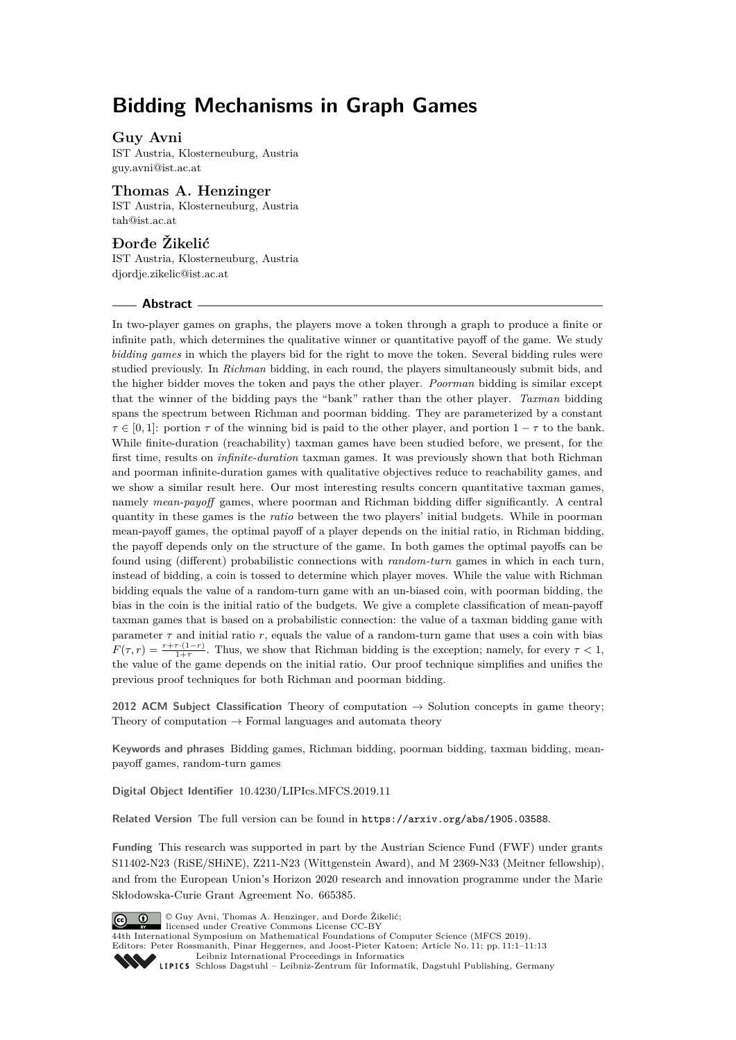# Bidding Mechanisms in Graph Games

**Guy Avni**
IST Austria, Klosterneuburg, Austria
guy.avni@ist.ac.at

**Thomas A. Henzinger**
IST Austria, Klosterneuburg, Austria
tah@ist.ac.at

**Đorđe Žikelić**
IST Austria, Klosterneuburg, Austria
djordje.zikelic@ist.ac.at

## Abstract

In two-player games on graphs, the players move a token through a graph to produce a finite or infinite path, which determines the qualitative winner or quantitative payoff of the game. We study *bidding games* in which the players bid for the right to move the token. Several bidding rules were studied previously. In *Richman* bidding, in each round, the players simultaneously submit bids, and the higher bidder moves the token and pays the other player. *Poorman* bidding is similar except that the winner of the bidding pays the "bank" rather than the other player. *Taxman* bidding spans the spectrum between Richman and poorman bidding. They are parameterized by a constant $\tau \in [0,1]$: portion $\tau$ of the winning bid is paid to the other player, and portion $1-\tau$ to the bank. While finite-duration (reachability) taxman games have been studied before, we present, for the first time, results on *infinite-duration* taxman games. It was previously shown that both Richman and poorman infinite-duration games with qualitative objectives reduce to reachability games, and we show a similar result here. Our most interesting results concern quantitative taxman games, namely *mean-payoff* games, where poorman and Richman bidding differ significantly. A central quantity in these games is the *ratio* between the two players' initial budgets. While in poorman mean-payoff games, the optimal payoff of a player depends on the initial ratio, in Richman bidding, the payoff depends only on the structure of the game. In both games the optimal payoffs can be found using (different) probabilistic connections with *random-turn* games in which in each turn, instead of bidding, a coin is tossed to determine which player moves. While the value with Richman bidding equals the value of a random-turn game with an un-biased coin, with poorman bidding, the bias in the coin is the initial ratio of the budgets. We give a complete classification of mean-payoff taxman games that is based on a probabilistic connection: the value of a taxman bidding game with parameter $\tau$ and initial ratio $r$, equals the value of a random-turn game that uses a coin with bias $F(\tau, r) = \frac{r+\tau\cdot(1-r)}{1+\tau}$. Thus, we show that Richman bidding is the exception; namely, for every $\tau < 1$, the value of the game depends on the initial ratio. Our proof technique simplifies and unifies the previous proof techniques for both Richman and poorman bidding.

**2012 ACM Subject Classification** Theory of computation → Solution concepts in game theory; Theory of computation → Formal languages and automata theory

**Keywords and phrases** Bidding games, Richman bidding, poorman bidding, taxman bidding, mean-payoff games, random-turn games

**Digital Object Identifier** 10.4230/LIPIcs.MFCS.2019.11

**Related Version** The full version can be found in https://arxiv.org/abs/1905.03588.

**Funding** This research was supported in part by the Austrian Science Fund (FWF) under grants S11402-N23 (RiSE/SHiNE), Z211-N23 (Wittgenstein Award), and M 2369-N33 (Meitner fellowship), and from the European Union's Horizon 2020 research and innovation programme under the Marie Skłodowska-Curie Grant Agreement No. 665385.

© Guy Avni, Thomas A. Henzinger, and Đorđe Žikelić;
licensed under Creative Commons License CC-BY
44th International Symposium on Mathematical Foundations of Computer Science (MFCS 2019).
Editors: Peter Rossmanith, Pinar Heggernes, and Joost-Pieter Katoen; Article No. 11; pp. 11:1–11:13
Leibniz International Proceedings in Informatics
Schloss Dagstuhl – Leibniz-Zentrum für Informatik, Dagstuhl Publishing, Germany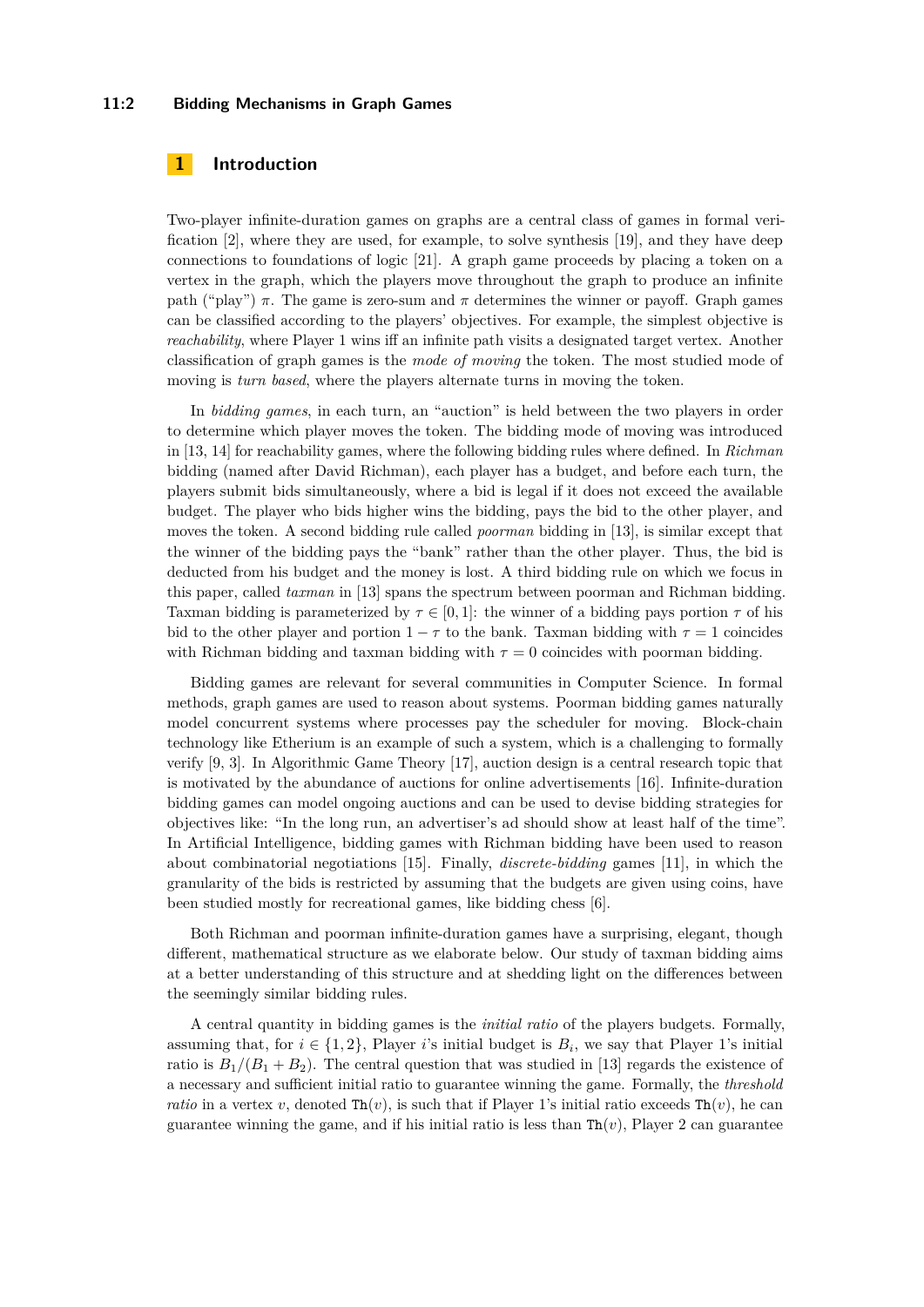## 1 Introduction

Two-player infinite-duration games on graphs are a central class of games in formal verification [2], where they are used, for example, to solve synthesis [19], and they have deep connections to foundations of logic [21]. A graph game proceeds by placing a token on a vertex in the graph, which the players move throughout the graph to produce an infinite path ("play") $\pi$. The game is zero-sum and $\pi$ determines the winner or payoff. Graph games can be classified according to the players' objectives. For example, the simplest objective is *reachability*, where Player 1 wins iff an infinite path visits a designated target vertex. Another classification of graph games is the *mode of moving* the token. The most studied mode of moving is *turn based*, where the players alternate turns in moving the token.

In *bidding games*, in each turn, an "auction" is held between the two players in order to determine which player moves the token. The bidding mode of moving was introduced in [13, 14] for reachability games, where the following bidding rules where defined. In *Richman* bidding (named after David Richman), each player has a budget, and before each turn, the players submit bids simultaneously, where a bid is legal if it does not exceed the available budget. The player who bids higher wins the bidding, pays the bid to the other player, and moves the token. A second bidding rule called *poorman* bidding in [13], is similar except that the winner of the bidding pays the "bank" rather than the other player. Thus, the bid is deducted from his budget and the money is lost. A third bidding rule on which we focus in this paper, called *taxman* in [13] spans the spectrum between poorman and Richman bidding. Taxman bidding is parameterized by $\tau \in [0, 1]$: the winner of a bidding pays portion $\tau$ of his bid to the other player and portion $1 - \tau$ to the bank. Taxman bidding with $\tau = 1$ coincides with Richman bidding and taxman bidding with $\tau = 0$ coincides with poorman bidding.

Bidding games are relevant for several communities in Computer Science. In formal methods, graph games are used to reason about systems. Poorman bidding games naturally model concurrent systems where processes pay the scheduler for moving. Block-chain technology like Etherium is an example of such a system, which is a challenging to formally verify [9, 3]. In Algorithmic Game Theory [17], auction design is a central research topic that is motivated by the abundance of auctions for online advertisements [16]. Infinite-duration bidding games can model ongoing auctions and can be used to devise bidding strategies for objectives like: "In the long run, an advertiser's ad should show at least half of the time". In Artificial Intelligence, bidding games with Richman bidding have been used to reason about combinatorial negotiations [15]. Finally, *discrete-bidding* games [11], in which the granularity of the bids is restricted by assuming that the budgets are given using coins, have been studied mostly for recreational games, like bidding chess [6].

Both Richman and poorman infinite-duration games have a surprising, elegant, though different, mathematical structure as we elaborate below. Our study of taxman bidding aims at a better understanding of this structure and at shedding light on the differences between the seemingly similar bidding rules.

A central quantity in bidding games is the *initial ratio* of the players budgets. Formally, assuming that, for $i \in \{1, 2\}$, Player $i$'s initial budget is $B_i$, we say that Player 1's initial ratio is $B_1/(B_1 + B_2)$. The central question that was studied in [13] regards the existence of a necessary and sufficient initial ratio to guarantee winning the game. Formally, the *threshold ratio* in a vertex $v$, denoted $\texttt{Th}(v)$, is such that if Player 1's initial ratio exceeds $\texttt{Th}(v)$, he can guarantee winning the game, and if his initial ratio is less than $\texttt{Th}(v)$, Player 2 can guarantee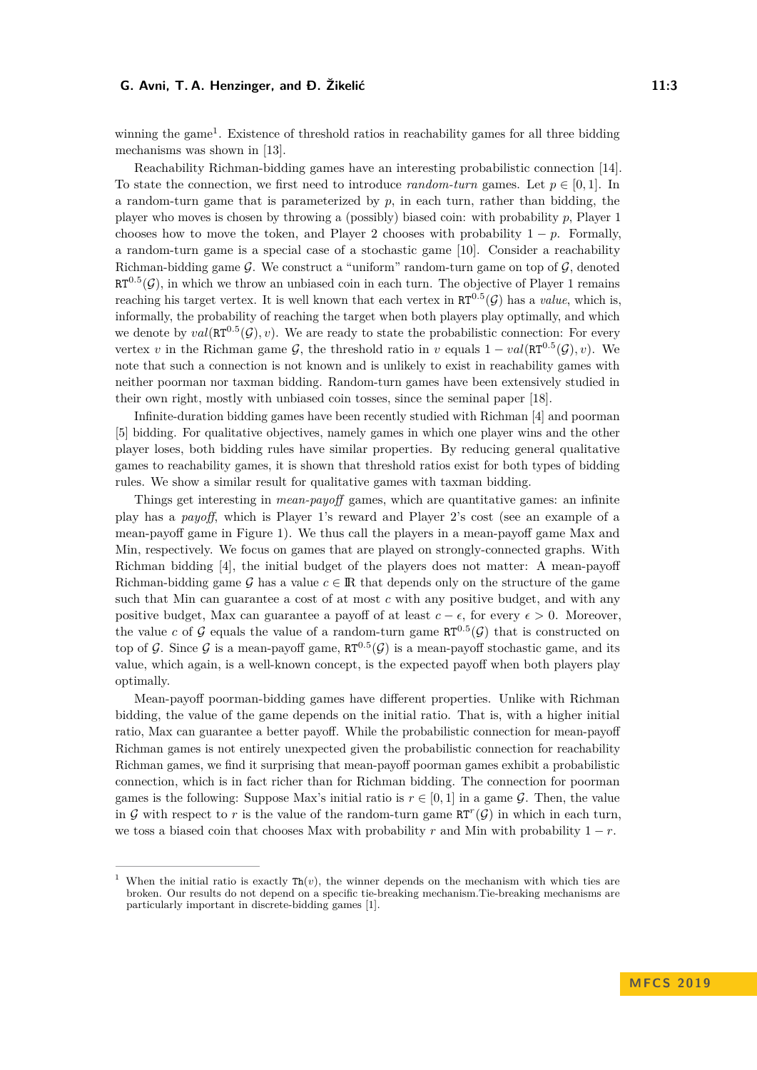winning the game[1]. Existence of threshold ratios in reachability games for all three bidding mechanisms was shown in [13].

Reachability Richman-bidding games have an interesting probabilistic connection [14]. To state the connection, we first need to introduce *random-turn* games. Let $p \in [0,1]$. In a random-turn game that is parameterized by $p$, in each turn, rather than bidding, the player who moves is chosen by throwing a (possibly) biased coin: with probability $p$, Player 1 chooses how to move the token, and Player 2 chooses with probability $1-p$. Formally, a random-turn game is a special case of a stochastic game [10]. Consider a reachability Richman-bidding game $\mathcal{G}$. We construct a "uniform" random-turn game on top of $\mathcal{G}$, denoted $\mathtt{RT}^{0.5}(\mathcal{G})$, in which we throw an unbiased coin in each turn. The objective of Player 1 remains reaching his target vertex. It is well known that each vertex in $\mathtt{RT}^{0.5}(\mathcal{G})$ has a *value*, which is, informally, the probability of reaching the target when both players play optimally, and which we denote by $val(\mathtt{RT}^{0.5}(\mathcal{G}), v)$. We are ready to state the probabilistic connection: For every vertex $v$ in the Richman game $\mathcal{G}$, the threshold ratio in $v$ equals $1 - val(\mathtt{RT}^{0.5}(\mathcal{G}), v)$. We note that such a connection is not known and is unlikely to exist in reachability games with neither poorman nor taxman bidding. Random-turn games have been extensively studied in their own right, mostly with unbiased coin tosses, since the seminal paper [18].

Infinite-duration bidding games have been recently studied with Richman [4] and poorman [5] bidding. For qualitative objectives, namely games in which one player wins and the other player loses, both bidding rules have similar properties. By reducing general qualitative games to reachability games, it is shown that threshold ratios exist for both types of bidding rules. We show a similar result for qualitative games with taxman bidding.

Things get interesting in *mean-payoff* games, which are quantitative games: an infinite play has a *payoff*, which is Player 1's reward and Player 2's cost (see an example of a mean-payoff game in Figure 1). We thus call the players in a mean-payoff game Max and Min, respectively. We focus on games that are played on strongly-connected graphs. With Richman bidding [4], the initial budget of the players does not matter: A mean-payoff Richman-bidding game $\mathcal{G}$ has a value $c \in \mathbb{R}$ that depends only on the structure of the game such that Min can guarantee a cost of at most $c$ with any positive budget, and with any positive budget, Max can guarantee a payoff of at least $c - \epsilon$, for every $\epsilon > 0$. Moreover, the value $c$ of $\mathcal{G}$ equals the value of a random-turn game $\mathtt{RT}^{0.5}(\mathcal{G})$ that is constructed on top of $\mathcal{G}$. Since $\mathcal{G}$ is a mean-payoff game, $\mathtt{RT}^{0.5}(\mathcal{G})$ is a mean-payoff stochastic game, and its value, which again, is a well-known concept, is the expected payoff when both players play optimally.

Mean-payoff poorman-bidding games have different properties. Unlike with Richman bidding, the value of the game depends on the initial ratio. That is, with a higher initial ratio, Max can guarantee a better payoff. While the probabilistic connection for mean-payoff Richman games is not entirely unexpected given the probabilistic connection for reachability Richman games, we find it surprising that mean-payoff poorman games exhibit a probabilistic connection, which is in fact richer than for Richman bidding. The connection for poorman games is the following: Suppose Max's initial ratio is $r \in [0,1]$ in a game $\mathcal{G}$. Then, the value in $\mathcal{G}$ with respect to $r$ is the value of the random-turn game $\mathtt{RT}^{r}(\mathcal{G})$ in which in each turn, we toss a biased coin that chooses Max with probability $r$ and Min with probability $1-r$.

---

[1] When the initial ratio is exactly $\mathtt{Th}(v)$, the winner depends on the mechanism with which ties are broken. Our results do not depend on a specific tie-breaking mechanism.Tie-breaking mechanisms are particularly important in discrete-bidding games [1].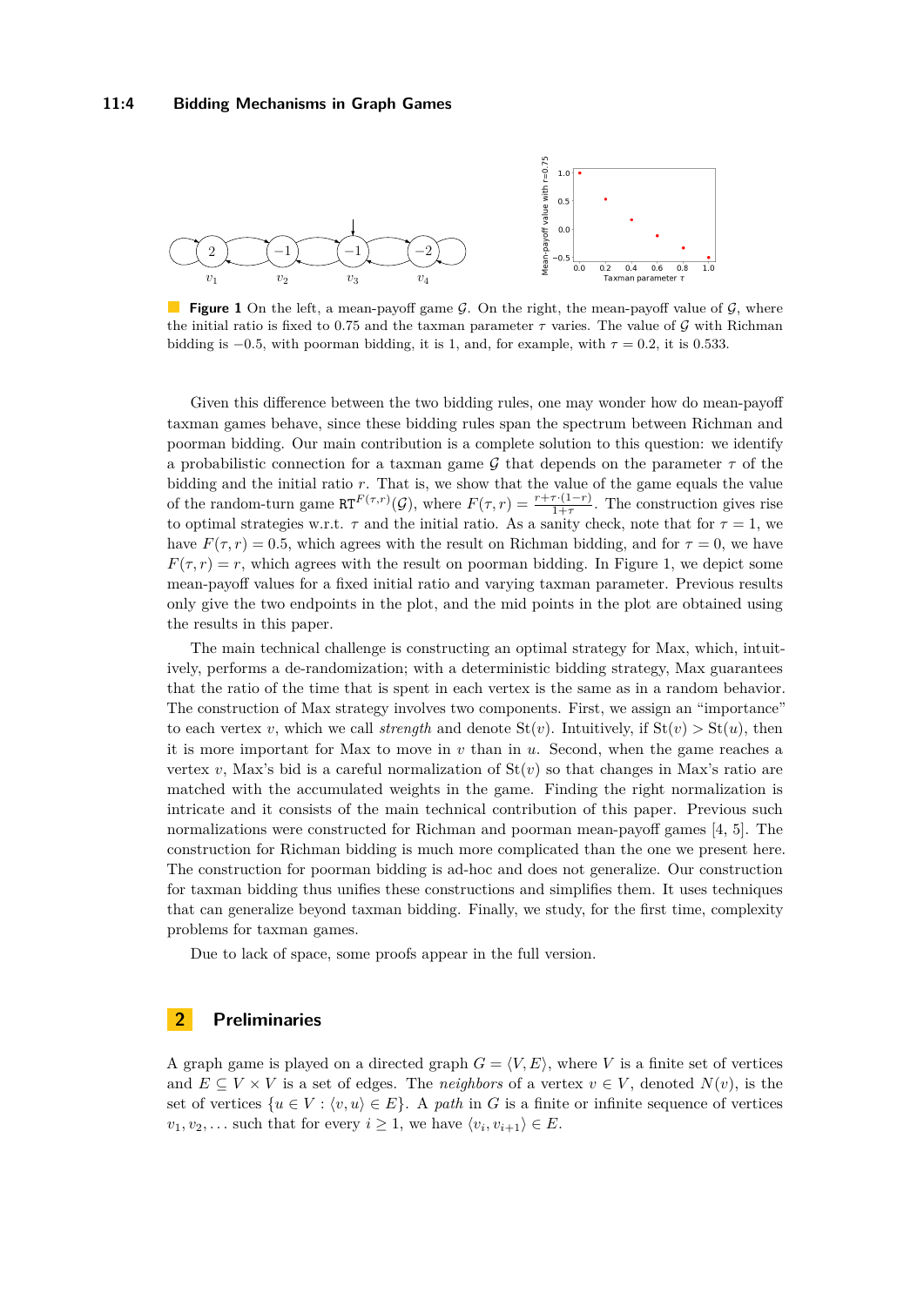**Figure 1** On the left, a mean-payoff game $\mathcal{G}$. On the right, the mean-payoff value of $\mathcal{G}$, where the initial ratio is fixed to 0.75 and the taxman parameter $\tau$ varies. The value of $\mathcal{G}$ with Richman bidding is $-0.5$, with poorman bidding, it is 1, and, for example, with $\tau = 0.2$, it is 0.533.

Given this difference between the two bidding rules, one may wonder how do mean-payoff taxman games behave, since these bidding rules span the spectrum between Richman and poorman bidding. Our main contribution is a complete solution to this question: we identify a probabilistic connection for a taxman game $\mathcal{G}$ that depends on the parameter $\tau$ of the bidding and the initial ratio $r$. That is, we show that the value of the game equals the value of the random-turn game $\texttt{RT}^{F(\tau,r)}(\mathcal{G})$, where $F(\tau, r) = \frac{r+\tau\cdot(1-r)}{1+\tau}$. The construction gives rise to optimal strategies w.r.t. $\tau$ and the initial ratio. As a sanity check, note that for $\tau = 1$, we have $F(\tau, r) = 0.5$, which agrees with the result on Richman bidding, and for $\tau = 0$, we have $F(\tau, r) = r$, which agrees with the result on poorman bidding. In Figure 1, we depict some mean-payoff values for a fixed initial ratio and varying taxman parameter. Previous results only give the two endpoints in the plot, and the mid points in the plot are obtained using the results in this paper.

The main technical challenge is constructing an optimal strategy for Max, which, intuitively, performs a de-randomization; with a deterministic bidding strategy, Max guarantees that the ratio of the time that is spent in each vertex is the same as in a random behavior. The construction of Max strategy involves two components. First, we assign an "importance" to each vertex $v$, which we call *strength* and denote $\text{St}(v)$. Intuitively, if $\text{St}(v) > \text{St}(u)$, then it is more important for Max to move in $v$ than in $u$. Second, when the game reaches a vertex $v$, Max's bid is a careful normalization of $\text{St}(v)$ so that changes in Max's ratio are matched with the accumulated weights in the game. Finding the right normalization is intricate and it consists of the main technical contribution of this paper. Previous such normalizations were constructed for Richman and poorman mean-payoff games [4, 5]. The construction for Richman bidding is much more complicated than the one we present here. The construction for poorman bidding is ad-hoc and does not generalize. Our construction for taxman bidding thus unifies these constructions and simplifies them. It uses techniques that can generalize beyond taxman bidding. Finally, we study, for the first time, complexity problems for taxman games.

Due to lack of space, some proofs appear in the full version.

## 2 Preliminaries

A graph game is played on a directed graph $G = \langle V, E\rangle$, where $V$ is a finite set of vertices and $E \subseteq V \times V$ is a set of edges. The *neighbors* of a vertex $v \in V$, denoted $N(v)$, is the set of vertices $\{u \in V : \langle v, u\rangle \in E\}$. A *path* in $G$ is a finite or infinite sequence of vertices $v_1, v_2, \ldots$ such that for every $i \geq 1$, we have $\langle v_i, v_{i+1}\rangle \in E$.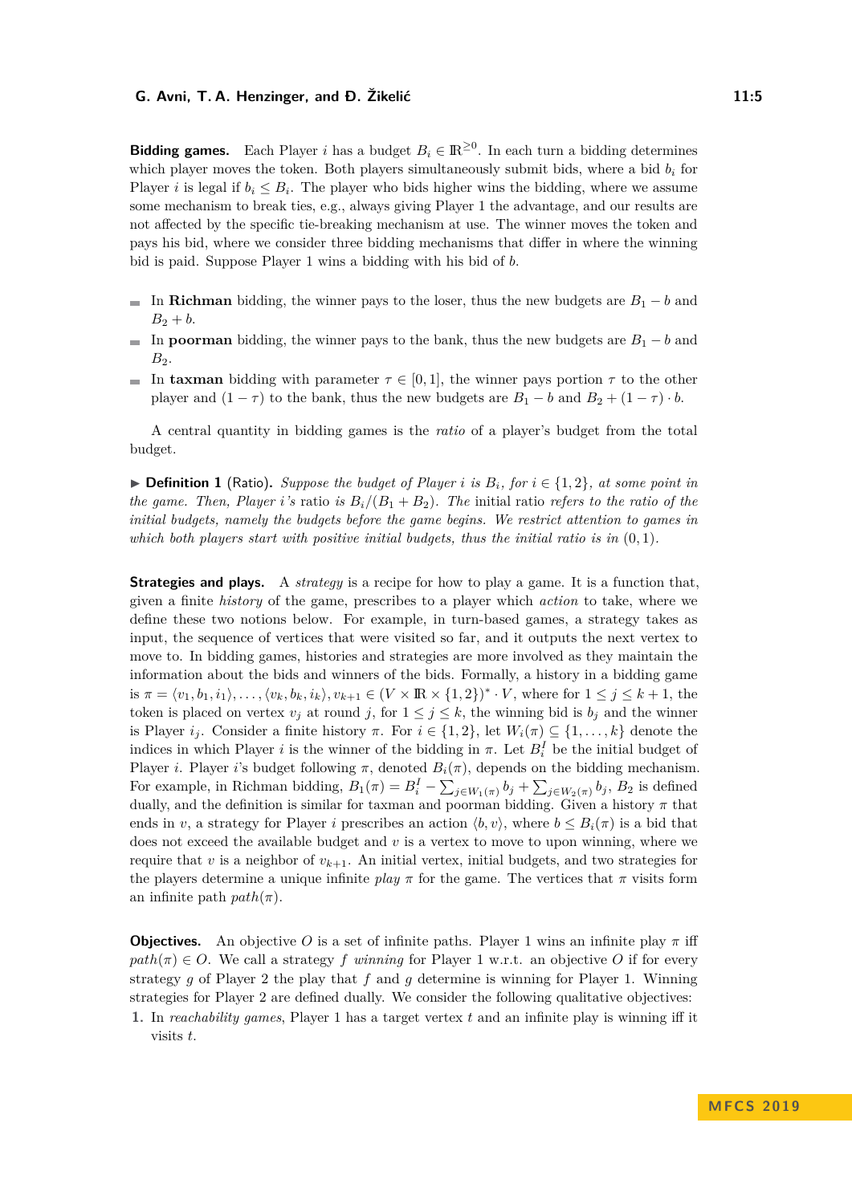**Bidding games.** Each Player $i$ has a budget $B_i \in \mathbb{R}^{\geq 0}$. In each turn a bidding determines which player moves the token. Both players simultaneously submit bids, where a bid $b_i$ for Player $i$ is legal if $b_i \leq B_i$. The player who bids higher wins the bidding, where we assume some mechanism to break ties, e.g., always giving Player 1 the advantage, and our results are not affected by the specific tie-breaking mechanism at use. The winner moves the token and pays his bid, where we consider three bidding mechanisms that differ in where the winning bid is paid. Suppose Player 1 wins a bidding with his bid of $b$.

- In **Richman** bidding, the winner pays to the loser, thus the new budgets are $B_1 - b$ and $B_2 + b$.
- In **poorman** bidding, the winner pays to the bank, thus the new budgets are $B_1 - b$ and $B_2$.
- In **taxman** bidding with parameter $\tau \in [0, 1]$, the winner pays portion $\tau$ to the other player and $(1 - \tau)$ to the bank, thus the new budgets are $B_1 - b$ and $B_2 + (1 - \tau) \cdot b$.

A central quantity in bidding games is the *ratio* of a player's budget from the total budget.

▶ **Definition 1** (Ratio). *Suppose the budget of Player $i$ is $B_i$, for $i \in \{1, 2\}$, at some point in the game. Then, Player $i$'s ratio is $B_i/(B_1 + B_2)$. The* initial ratio *refers to the ratio of the initial budgets, namely the budgets before the game begins. We restrict attention to games in which both players start with positive initial budgets, thus the initial ratio is in $(0, 1)$.*

**Strategies and plays.** A *strategy* is a recipe for how to play a game. It is a function that, given a finite *history* of the game, prescribes to a player which *action* to take, where we define these two notions below. For example, in turn-based games, a strategy takes as input, the sequence of vertices that were visited so far, and it outputs the next vertex to move to. In bidding games, histories and strategies are more involved as they maintain the information about the bids and winners of the bids. Formally, a history in a bidding game is $\pi = \langle v_1, b_1, i_1 \rangle, \ldots, \langle v_k, b_k, i_k \rangle, v_{k+1} \in (V \times \mathbb{R} \times \{1, 2\})^* \cdot V$, where for $1 \leq j \leq k + 1$, the token is placed on vertex $v_j$ at round $j$, for $1 \leq j \leq k$, the winning bid is $b_j$ and the winner is Player $i_j$. Consider a finite history $\pi$. For $i \in \{1, 2\}$, let $W_i(\pi) \subseteq \{1, \ldots, k\}$ denote the indices in which Player $i$ is the winner of the bidding in $\pi$. Let $B^I_i$ be the initial budget of Player $i$. Player $i$'s budget following $\pi$, denoted $B_i(\pi)$, depends on the bidding mechanism. For example, in Richman bidding, $B_1(\pi) = B^I_i - \sum_{j \in W_1(\pi)} b_j + \sum_{j \in W_2(\pi)} b_j$, $B_2$ is defined dually, and the definition is similar for taxman and poorman bidding. Given a history $\pi$ that ends in $v$, a strategy for Player $i$ prescribes an action $\langle b, v \rangle$, where $b \leq B_i(\pi)$ is a bid that does not exceed the available budget and $v$ is a vertex to move to upon winning, where we require that $v$ is a neighbor of $v_{k+1}$. An initial vertex, initial budgets, and two strategies for the players determine a unique infinite *play* $\pi$ for the game. The vertices that $\pi$ visits form an infinite path $path(\pi)$.

**Objectives.** An objective $O$ is a set of infinite paths. Player 1 wins an infinite play $\pi$ iff $path(\pi) \in O$. We call a strategy $f$ *winning* for Player 1 w.r.t. an objective $O$ if for every strategy $g$ of Player 2 the play that $f$ and $g$ determine is winning for Player 1. Winning strategies for Player 2 are defined dually. We consider the following qualitative objectives:

1. In *reachability games*, Player 1 has a target vertex $t$ and an infinite play is winning iff it visits $t$.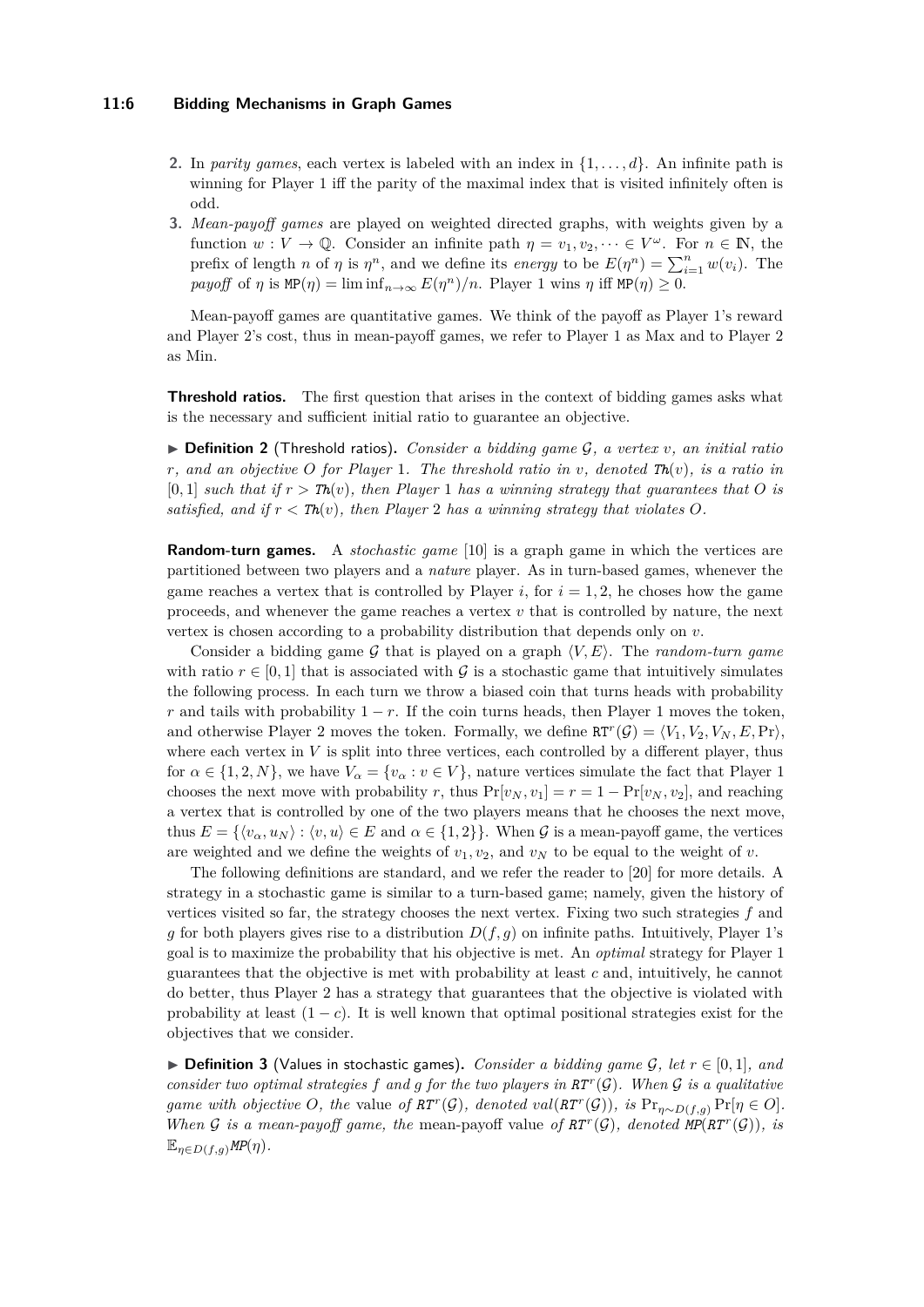2. In *parity games*, each vertex is labeled with an index in $\{1, \dots, d\}$. An infinite path is winning for Player 1 iff the parity of the maximal index that is visited infinitely often is odd.
3. *Mean-payoff games* are played on weighted directed graphs, with weights given by a function $w : V \to \mathbb{Q}$. Consider an infinite path $\eta = v_1, v_2, \dots \in V^\omega$. For $n \in \mathbb{N}$, the prefix of length $n$ of $\eta$ is $\eta^n$, and we define its *energy* to be $E(\eta^n) = \sum_{i=1}^n w(v_i)$. The *payoff* of $\eta$ is $\mathtt{MP}(\eta) = \liminf_{n\to\infty} E(\eta^n)/n$. Player 1 wins $\eta$ iff $\mathtt{MP}(\eta) \geq 0$.

Mean-payoff games are quantitative games. We think of the payoff as Player 1's reward and Player 2's cost, thus in mean-payoff games, we refer to Player 1 as Max and to Player 2 as Min.

**Threshold ratios.** The first question that arises in the context of bidding games asks what is the necessary and sufficient initial ratio to guarantee an objective.

▶ **Definition 2** (Threshold ratios). *Consider a bidding game $\mathcal{G}$, a vertex $v$, an initial ratio $r$, and an objective $O$ for Player 1. The threshold ratio in $v$, denoted $\mathit{Th}(v)$, is a ratio in $[0, 1]$ such that if $r > \mathit{Th}(v)$, then Player 1 has a winning strategy that guarantees that $O$ is satisfied, and if $r < \mathit{Th}(v)$, then Player 2 has a winning strategy that violates $O$.*

**Random-turn games.** A *stochastic game* [10] is a graph game in which the vertices are partitioned between two players and a *nature* player. As in turn-based games, whenever the game reaches a vertex that is controlled by Player $i$, for $i = 1, 2$, he choses how the game proceeds, and whenever the game reaches a vertex $v$ that is controlled by nature, the next vertex is chosen according to a probability distribution that depends only on $v$.

Consider a bidding game $\mathcal{G}$ that is played on a graph $\langle V, E\rangle$. The *random-turn game* with ratio $r \in [0, 1]$ that is associated with $\mathcal{G}$ is a stochastic game that intuitively simulates the following process. In each turn we throw a biased coin that turns heads with probability $r$ and tails with probability $1 - r$. If the coin turns heads, then Player 1 moves the token, and otherwise Player 2 moves the token. Formally, we define $\mathtt{RT}^r(\mathcal{G}) = \langle V_1, V_2, V_N, E, \Pr\rangle$, where each vertex in $V$ is split into three vertices, each controlled by a different player, thus for $\alpha \in \{1, 2, N\}$, we have $V_\alpha = \{v_\alpha : v \in V\}$, nature vertices simulate the fact that Player 1 chooses the next move with probability $r$, thus $\Pr[v_N, v_1] = r = 1 - \Pr[v_N, v_2]$, and reaching a vertex that is controlled by one of the two players means that he chooses the next move, thus $E = \{\langle v_\alpha, u_N\rangle : \langle v, u\rangle \in E \text{ and } \alpha \in \{1, 2\}\}$. When $\mathcal{G}$ is a mean-payoff game, the vertices are weighted and we define the weights of $v_1, v_2$, and $v_N$ to be equal to the weight of $v$.

The following definitions are standard, and we refer the reader to [20] for more details. A strategy in a stochastic game is similar to a turn-based game; namely, given the history of vertices visited so far, the strategy chooses the next vertex. Fixing two such strategies $f$ and $g$ for both players gives rise to a distribution $D(f, g)$ on infinite paths. Intuitively, Player 1's goal is to maximize the probability that his objective is met. An *optimal* strategy for Player 1 guarantees that the objective is met with probability at least $c$ and, intuitively, he cannot do better, thus Player 2 has a strategy that guarantees that the objective is violated with probability at least $(1 - c)$. It is well known that optimal positional strategies exist for the objectives that we consider.

▶ **Definition 3** (Values in stochastic games). *Consider a bidding game $\mathcal{G}$, let $r \in [0, 1]$, and consider two optimal strategies $f$ and $g$ for the two players in $\mathit{RT}^r(\mathcal{G})$. When $\mathcal{G}$ is a qualitative game with objective $O$, the* value *of $\mathit{RT}^r(\mathcal{G})$, denoted $val(\mathit{RT}^r(\mathcal{G}))$, is $\Pr_{\eta\sim D(f,g)} \Pr[\eta \in O]$. When $\mathcal{G}$ is a mean-payoff game, the* mean-payoff value *of $\mathit{RT}^r(\mathcal{G})$, denoted $\mathit{MP}(\mathit{RT}^r(\mathcal{G}))$, is $\mathbb{E}_{\eta\in D(f,g)}\mathit{MP}(\eta)$.*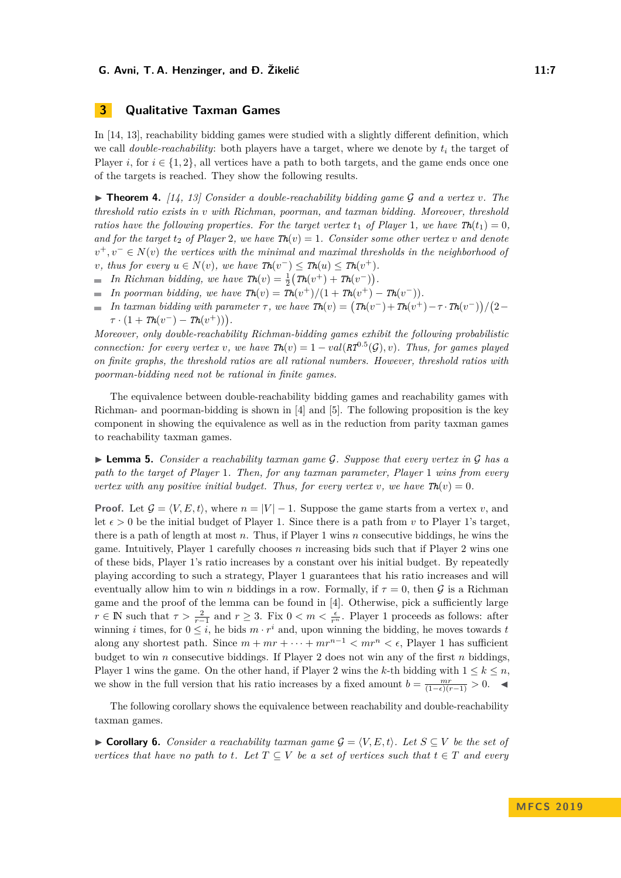## 3 Qualitative Taxman Games

In [14, 13], reachability bidding games were studied with a slightly different definition, which we call *double-reachability*: both players have a target, where we denote by $t_i$ the target of Player $i$, for $i \in \{1,2\}$, all vertices have a path to both targets, and the game ends once one of the targets is reached. They show the following results.

▶ **Theorem 4.** *[14, 13] Consider a double-reachability bidding game $\mathcal{G}$ and a vertex $v$. The threshold ratio exists in $v$ with Richman, poorman, and taxman bidding. Moreover, threshold ratios have the following properties. For the target vertex $t_1$ of Player 1, we have $Th(t_1) = 0$, and for the target $t_2$ of Player 2, we have $Th(v) = 1$. Consider some other vertex $v$ and denote $v^+, v^- \in N(v)$ the vertices with the minimal and maximal thresholds in the neighborhood of $v$, thus for every $u \in N(v)$, we have $Th(v^-) \leq Th(u) \leq Th(v^+)$.*

- *In Richman bidding, we have $Th(v) = \frac{1}{2}\big(Th(v^+) + Th(v^-)\big)$.*
- *In poorman bidding, we have $Th(v) = Th(v^+)/(1 + Th(v^+) - Th(v^-))$.*
- *In taxman bidding with parameter $\tau$, we have $Th(v) = \big(Th(v^-) + Th(v^+) - \tau \cdot Th(v^-)\big)/\big(2 - \tau \cdot (1 + Th(v^-) - Th(v^+))\big)$.*

*Moreover, only double-reachability Richman-bidding games exhibit the following probabilistic connection: for every vertex $v$, we have $Th(v) = 1 - val(RT^{0.5}(\mathcal{G}), v)$. Thus, for games played on finite graphs, the threshold ratios are all rational numbers. However, threshold ratios with poorman-bidding need not be rational in finite games.*

The equivalence between double-reachability bidding games and reachability games with Richman- and poorman-bidding is shown in [4] and [5]. The following proposition is the key component in showing the equivalence as well as in the reduction from parity taxman games to reachability taxman games.

▶ **Lemma 5.** *Consider a reachability taxman game $\mathcal{G}$. Suppose that every vertex in $\mathcal{G}$ has a path to the target of Player 1. Then, for any taxman parameter, Player 1 wins from every vertex with any positive initial budget. Thus, for every vertex $v$, we have $Th(v) = 0$.*

**Proof.** Let $\mathcal{G} = \langle V, E, t\rangle$, where $n = |V| - 1$. Suppose the game starts from a vertex $v$, and let $\epsilon > 0$ be the initial budget of Player 1. Since there is a path from $v$ to Player 1's target, there is a path of length at most $n$. Thus, if Player 1 wins $n$ consecutive biddings, he wins the game. Intuitively, Player 1 carefully chooses $n$ increasing bids such that if Player 2 wins one of these bids, Player 1's ratio increases by a constant over his initial budget. By repeatedly playing according to such a strategy, Player 1 guarantees that his ratio increases and will eventually allow him to win $n$ biddings in a row. Formally, if $\tau = 0$, then $\mathcal{G}$ is a Richman game and the proof of the lemma can be found in [4]. Otherwise, pick a sufficiently large $r \in \mathbb{N}$ such that $\tau > \frac{2}{r-1}$ and $r \geq 3$. Fix $0 < m < \frac{\epsilon}{r^n}$. Player 1 proceeds as follows: after winning $i$ times, for $0 \leq i$, he bids $m \cdot r^i$ and, upon winning the bidding, he moves towards $t$ along any shortest path. Since $m + mr + \cdots + mr^{n-1} < mr^n < \epsilon$, Player 1 has sufficient budget to win $n$ consecutive biddings. If Player 2 does not win any of the first $n$ biddings, Player 1 wins the game. On the other hand, if Player 2 wins the $k$-th bidding with $1 \leq k \leq n$, we show in the full version that his ratio increases by a fixed amount $b = \frac{mr}{(1-\epsilon)(r-1)} > 0$. ◀

The following corollary shows the equivalence between reachability and double-reachability taxman games.

▶ **Corollary 6.** *Consider a reachability taxman game $\mathcal{G} = \langle V, E, t\rangle$. Let $S \subseteq V$ be the set of vertices that have no path to $t$. Let $T \subseteq V$ be a set of vertices such that $t \in T$ and every*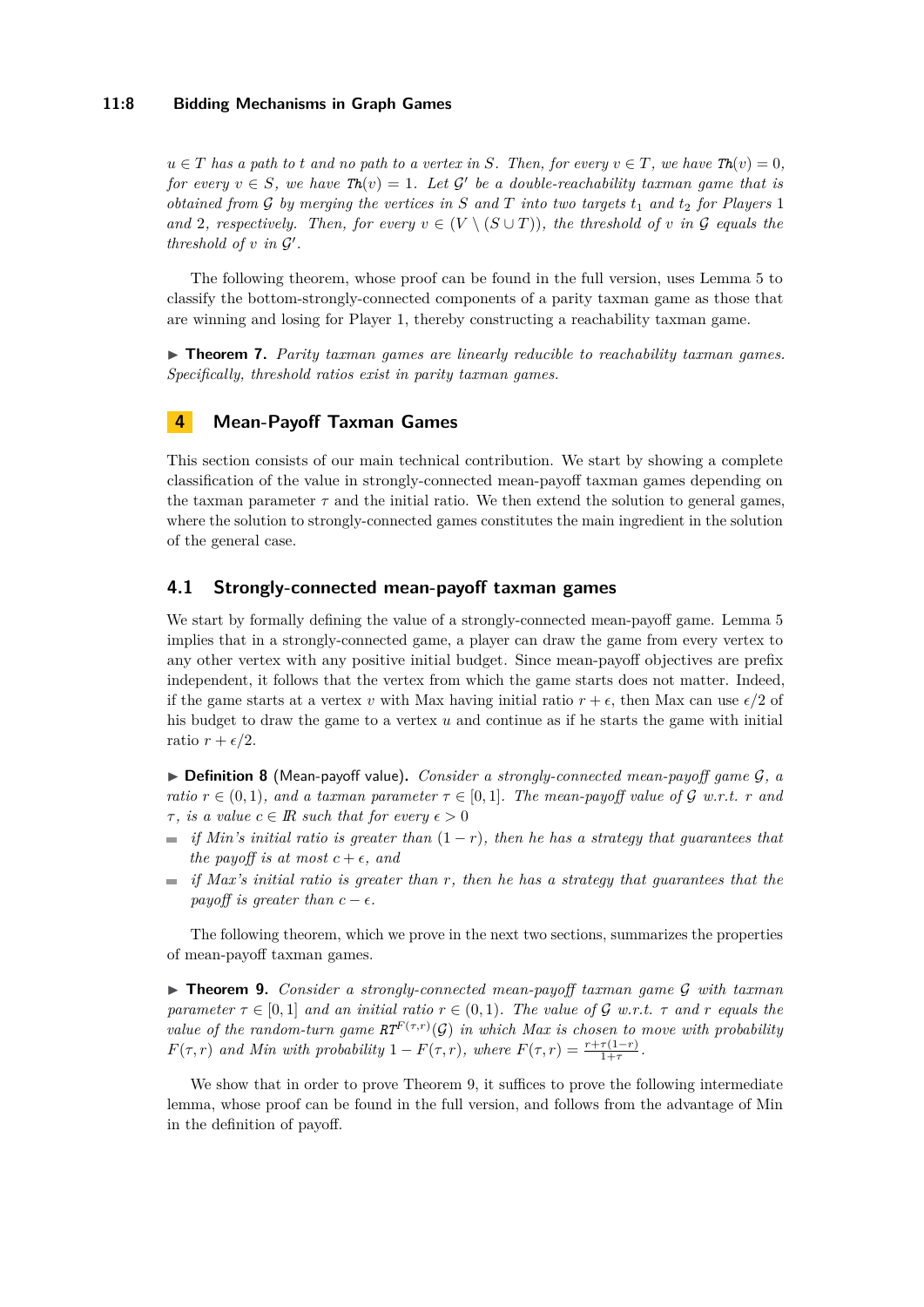*$u \in T$ has a path to $t$ and no path to a vertex in $S$. Then, for every $v \in T$, we have $\mathit{Th}(v) = 0$, for every $v \in S$, we have $\mathit{Th}(v) = 1$. Let $\mathcal{G}'$ be a double-reachability taxman game that is obtained from $\mathcal{G}$ by merging the vertices in $S$ and $T$ into two targets $t_1$ and $t_2$ for Players 1 and 2, respectively. Then, for every $v \in (V \setminus (S \cup T))$, the threshold of $v$ in $\mathcal{G}$ equals the threshold of $v$ in $\mathcal{G}'$.*

The following theorem, whose proof can be found in the full version, uses Lemma 5 to classify the bottom-strongly-connected components of a parity taxman game as those that are winning and losing for Player 1, thereby constructing a reachability taxman game.

▶ **Theorem 7.** *Parity taxman games are linearly reducible to reachability taxman games. Specifically, threshold ratios exist in parity taxman games.*

## 4 Mean-Payoff Taxman Games

This section consists of our main technical contribution. We start by showing a complete classification of the value in strongly-connected mean-payoff taxman games depending on the taxman parameter $\tau$ and the initial ratio. We then extend the solution to general games, where the solution to strongly-connected games constitutes the main ingredient in the solution of the general case.

### 4.1 Strongly-connected mean-payoff taxman games

We start by formally defining the value of a strongly-connected mean-payoff game. Lemma 5 implies that in a strongly-connected game, a player can draw the game from every vertex to any other vertex with any positive initial budget. Since mean-payoff objectives are prefix independent, it follows that the vertex from which the game starts does not matter. Indeed, if the game starts at a vertex $v$ with Max having initial ratio $r + \epsilon$, then Max can use $\epsilon/2$ of his budget to draw the game to a vertex $u$ and continue as if he starts the game with initial ratio $r + \epsilon/2$.

▶ **Definition 8** (Mean-payoff value). *Consider a strongly-connected mean-payoff game $\mathcal{G}$, a ratio $r \in (0, 1)$, and a taxman parameter $\tau \in [0, 1]$. The mean-payoff value of $\mathcal{G}$ w.r.t. $r$ and $\tau$, is a value $c \in \mathbb{R}$ such that for every $\epsilon > 0$*

- *if Min's initial ratio is greater than $(1 - r)$, then he has a strategy that guarantees that the payoff is at most $c + \epsilon$, and*
- *if Max's initial ratio is greater than $r$, then he has a strategy that guarantees that the payoff is greater than $c - \epsilon$.*

The following theorem, which we prove in the next two sections, summarizes the properties of mean-payoff taxman games.

▶ **Theorem 9.** *Consider a strongly-connected mean-payoff taxman game $\mathcal{G}$ with taxman parameter $\tau \in [0, 1]$ and an initial ratio $r \in (0, 1)$. The value of $\mathcal{G}$ w.r.t. $\tau$ and $r$ equals the value of the random-turn game $\mathit{RT}^{F(\tau,r)}(\mathcal{G})$ in which Max is chosen to move with probability $F(\tau, r)$ and Min with probability $1 - F(\tau, r)$, where $F(\tau, r) = \frac{r+\tau(1-r)}{1+\tau}$.*

We show that in order to prove Theorem 9, it suffices to prove the following intermediate lemma, whose proof can be found in the full version, and follows from the advantage of Min in the definition of payoff.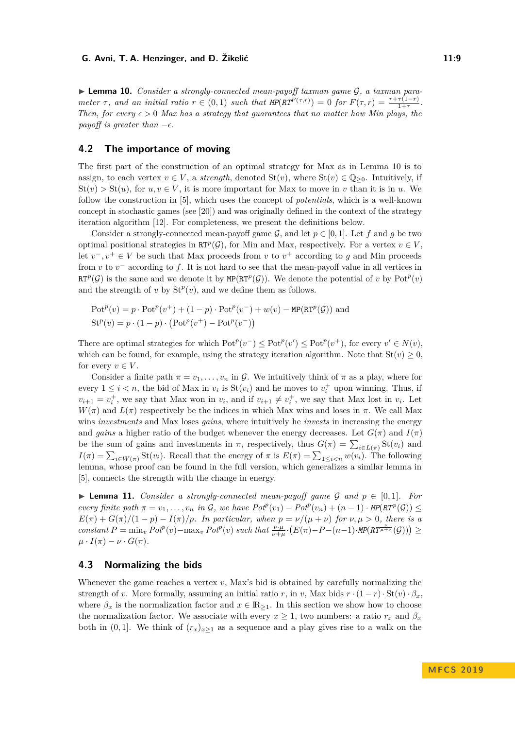▶ **Lemma 10.** *Consider a strongly-connected mean-payoff taxman game $\mathcal{G}$, a taxman parameter $\tau$, and an initial ratio $r \in (0,1)$ such that $\mathtt{MP}(\mathtt{RT}^{F(\tau,r)}) = 0$ for $F(\tau, r) = \frac{r+\tau(1-r)}{1+\tau}$. Then, for every $\epsilon > 0$ Max has a strategy that guarantees that no matter how Min plays, the payoff is greater than $-\epsilon$.*

## 4.2 The importance of moving

The first part of the construction of an optimal strategy for Max as in Lemma 10 is to assign, to each vertex $v \in V$, a *strength*, denoted $\mathrm{St}(v)$, where $\mathrm{St}(v) \in \mathbb{Q}_{\geq 0}$. Intuitively, if $\mathrm{St}(v) > \mathrm{St}(u)$, for $u, v \in V$, it is more important for Max to move in $v$ than it is in $u$. We follow the construction in [5], which uses the concept of *potentials*, which is a well-known concept in stochastic games (see [20]) and was originally defined in the context of the strategy iteration algorithm [12]. For completeness, we present the definitions below.

Consider a strongly-connected mean-payoff game $\mathcal{G}$, and let $p \in [0,1]$. Let $f$ and $g$ be two optimal positional strategies in $\mathtt{RT}^p(\mathcal{G})$, for Min and Max, respectively. For a vertex $v \in V$, let $v^-, v^+ \in V$ be such that Max proceeds from $v$ to $v^+$ according to $g$ and Min proceeds from $v$ to $v^-$ according to $f$. It is not hard to see that the mean-payoff value in all vertices in $\mathtt{RT}^p(\mathcal{G})$ is the same and we denote it by $\mathtt{MP}(\mathtt{RT}^p(\mathcal{G}))$. We denote the potential of $v$ by $\mathrm{Pot}^p(v)$ and the strength of $v$ by $\mathrm{St}^p(v)$, and we define them as follows.

$$\mathrm{Pot}^p(v) = p \cdot \mathrm{Pot}^p(v^+) + (1-p) \cdot \mathrm{Pot}^p(v^-) + w(v) - \mathtt{MP}(\mathtt{RT}^p(\mathcal{G})) \text{ and}$$
$$\mathrm{St}^p(v) = p \cdot (1-p) \cdot \big(\mathrm{Pot}^p(v^+) - \mathrm{Pot}^p(v^-)\big)$$

There are optimal strategies for which $\mathrm{Pot}^p(v^-) \leq \mathrm{Pot}^p(v') \leq \mathrm{Pot}^p(v^+)$, for every $v' \in N(v)$, which can be found, for example, using the strategy iteration algorithm. Note that $\mathrm{St}(v) \geq 0$, for every $v \in V$.

Consider a finite path $\pi = v_1, \ldots, v_n$ in $\mathcal{G}$. We intuitively think of $\pi$ as a play, where for every $1 \leq i < n$, the bid of Max in $v_i$ is $\mathrm{St}(v_i)$ and he moves to $v_i^+$ upon winning. Thus, if $v_{i+1} = v_i^+$, we say that Max won in $v_i$, and if $v_{i+1} \neq v_i^+$, we say that Max lost in $v_i$. Let $W(\pi)$ and $L(\pi)$ respectively be the indices in which Max wins and loses in $\pi$. We call Max wins *investments* and Max loses *gains*, where intuitively he *invests* in increasing the energy and *gains* a higher ratio of the budget whenever the energy decreases. Let $G(\pi)$ and $I(\pi)$ be the sum of gains and investments in $\pi$, respectively, thus $G(\pi) = \sum_{i \in L(\pi)} \mathrm{St}(v_i)$ and $I(\pi) = \sum_{i \in W(\pi)} \mathrm{St}(v_i)$. Recall that the energy of $\pi$ is $E(\pi) = \sum_{1 \leq i < n} w(v_i)$. The following lemma, whose proof can be found in the full version, which generalizes a similar lemma in [5], connects the strength with the change in energy.

▶ **Lemma 11.** *Consider a strongly-connected mean-payoff game $\mathcal{G}$ and $p \in [0,1]$. For every finite path $\pi = v_1, \ldots, v_n$ in $\mathcal{G}$, we have $\mathrm{Pot}^p(v_1) - \mathrm{Pot}^p(v_n) + (n-1) \cdot \mathtt{MP}(\mathtt{RT}^p(\mathcal{G})) \leq E(\pi) + G(\pi)/(1-p) - I(\pi)/p$. In particular, when $p = \nu/(\mu+\nu)$ for $\nu, \mu > 0$, there is a constant $P = \min_v \mathrm{Pot}^p(v) - \max_v \mathrm{Pot}^p(v)$ such that $\frac{\nu \cdot \mu}{\nu+\mu} \cdot \big(E(\pi) - P - (n-1) \cdot \mathtt{MP}(\mathtt{RT}^{\frac{\nu}{\mu+\nu}}(\mathcal{G}))\big) \geq \mu \cdot I(\pi) - \nu \cdot G(\pi)$.*

## 4.3 Normalizing the bids

Whenever the game reaches a vertex $v$, Max's bid is obtained by carefully normalizing the strength of $v$. More formally, assuming an initial ratio $r$, in $v$, Max bids $r \cdot (1-r) \cdot \mathrm{St}(v) \cdot \beta_x$, where $\beta_x$ is the normalization factor and $x \in \mathbb{R}_{\geq 1}$. In this section we show how to choose the normalization factor. We associate with every $x \geq 1$, two numbers: a ratio $r_x$ and $\beta_x$ both in $(0,1]$. We think of $(r_x)_{x \geq 1}$ as a sequence and a play gives rise to a walk on the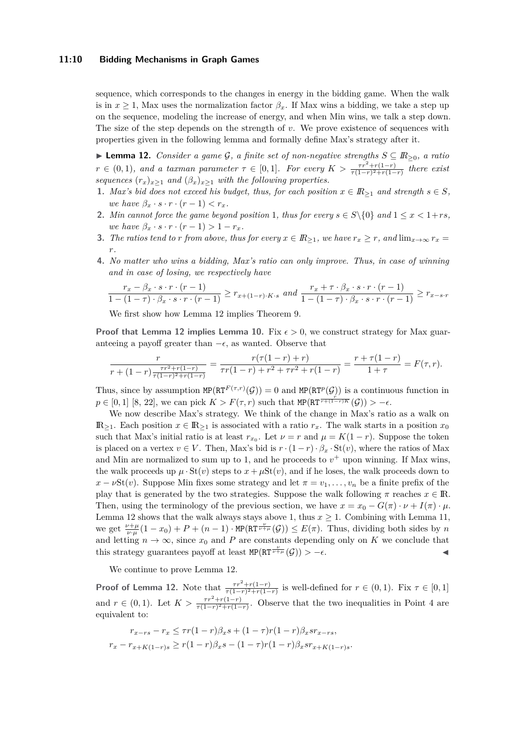sequence, which corresponds to the changes in energy in the bidding game. When the walk is in $x \geq 1$, Max uses the normalization factor $\beta_x$. If Max wins a bidding, we take a step up on the sequence, modeling the increase of energy, and when Min wins, we talk a step down. The size of the step depends on the strength of $v$. We prove existence of sequences with properties given in the following lemma and formally define Max's strategy after it.

▶ **Lemma 12.** *Consider a game $\mathcal{G}$, a finite set of non-negative strengths $S \subseteq \mathbb{R}_{\geq 0}$, a ratio $r \in (0,1)$, and a taxman parameter $\tau \in [0,1]$. For every $K > \frac{\tau r^2 + r(1-r)}{\tau(1-r)^2 + r(1-r)}$ there exist sequences $(r_x)_{x \geq 1}$ and $(\beta_x)_{x \geq 1}$ with the following properties.*

1. *Max's bid does not exceed his budget, thus, for each position $x \in \mathbb{R}_{\geq 1}$ and strength $s \in S$, we have $\beta_x \cdot s \cdot r \cdot (r-1) < r_x$.*
2. *Min cannot force the game beyond position 1, thus for every $s \in S \backslash \{0\}$ and $1 \leq x < 1 + rs$, we have $\beta_x \cdot s \cdot r \cdot (r-1) > 1 - r_x$.*
3. *The ratios tend to $r$ from above, thus for every $x \in \mathbb{R}_{\geq 1}$, we have $r_x \geq r$, and $\lim_{x \to \infty} r_x = r$.*
4. *No matter who wins a bidding, Max's ratio can only improve. Thus, in case of winning and in case of losing, we respectively have*

$$\frac{r_x - \beta_x \cdot s \cdot r \cdot (r-1)}{1 - (1-\tau) \cdot \beta_x \cdot s \cdot r \cdot (r-1)} \geq r_{x + (1-r) \cdot K \cdot s} \text{ and } \frac{r_x + \tau \cdot \beta_x \cdot s \cdot r \cdot (r-1)}{1 - (1-\tau) \cdot \beta_x \cdot s \cdot r \cdot (r-1)} \geq r_{x - s \cdot r}$$

We first show how Lemma 12 implies Theorem 9.

**Proof that Lemma 12 implies Lemma 10.** Fix $\epsilon > 0$, we construct strategy for Max guaranteeing a payoff greater than $-\epsilon$, as wanted. Observe that

$$\frac{r}{r + (1-r)\frac{\tau r^2 + r(1-r)}{\tau(1-r)^2 + r(1-r)}} = \frac{r(\tau(1-r) + r)}{\tau r(1-r) + r^2 + \tau r^2 + r(1-r)} = \frac{r + \tau(1-r)}{1 + \tau} = F(\tau, r).$$

Thus, since by assumption $\mathtt{MP}(\mathtt{RT}^{F(\tau,r)}(\mathcal{G})) = 0$ and $\mathtt{MP}(\mathtt{RT}^{p}(\mathcal{G}))$ is a continuous function in $p \in [0,1]$ [8, 22], we can pick $K > F(\tau, r)$ such that $\mathtt{MP}(\mathtt{RT}^{\frac{r}{r+(1-r)K}}(\mathcal{G})) > -\epsilon$.

We now describe Max's strategy. We think of the change in Max's ratio as a walk on $\mathbb{R}_{\geq 1}$. Each position $x \in \mathbb{R}_{\geq 1}$ is associated with a ratio $r_x$. The walk starts in a position $x_0$ such that Max's initial ratio is at least $r_{x_0}$. Let $\nu = r$ and $\mu = K(1-r)$. Suppose the token is placed on a vertex $v \in V$. Then, Max's bid is $r \cdot (1-r) \cdot \beta_x \cdot \mathrm{St}(v)$, where the ratios of Max and Min are normalized to sum up to 1, and he proceeds to $v^+$ upon winning. If Max wins, the walk proceeds up $\mu \cdot \mathrm{St}(v)$ steps to $x + \mu \mathrm{St}(v)$, and if he loses, the walk proceeds down to $x - \nu \mathrm{St}(v)$. Suppose Min fixes some strategy and let $\pi = v_1, \ldots, v_n$ be a finite prefix of the play that is generated by the two strategies. Suppose the walk following $\pi$ reaches $x \in \mathbb{R}$. Then, using the terminology of the previous section, we have $x = x_0 - G(\pi) \cdot \nu + I(\pi) \cdot \mu$. Lemma 12 shows that the walk always stays above 1, thus $x \geq 1$. Combining with Lemma 11, we get $\frac{\nu+\mu}{\nu \cdot \mu}(1 - x_0) + P + (n-1) \cdot \mathtt{MP}(\mathtt{RT}^{\frac{\nu}{\nu+\mu}}(\mathcal{G})) \leq E(\pi)$. Thus, dividing both sides by $n$ and letting $n \to \infty$, since $x_0$ and $P$ are constants depending only on $K$ we conclude that this strategy guarantees payoff at least $\mathtt{MP}(\mathtt{RT}^{\frac{\nu}{\nu+\mu}}(\mathcal{G})) > -\epsilon$. ◀

We continue to prove Lemma 12.

**Proof of Lemma 12.** Note that $\frac{\tau r^2 + r(1-r)}{\tau(1-r)^2 + r(1-r)}$ is well-defined for $r \in (0,1)$. Fix $\tau \in [0,1]$ and $r \in (0,1)$. Let $K > \frac{\tau r^2 + r(1-r)}{\tau(1-r)^2 + r(1-r)}$. Observe that the two inequalities in Point 4 are equivalent to:

$$r_{x-rs} - r_x \leq \tau r(1-r)\beta_x s + (1-\tau) r(1-r)\beta_x s r_{x-rs},$$
$$r_x - r_{x+K(1-r)s} \geq r(1-r)\beta_x s - (1-\tau) r(1-r)\beta_x s r_{x+K(1-r)s}.$$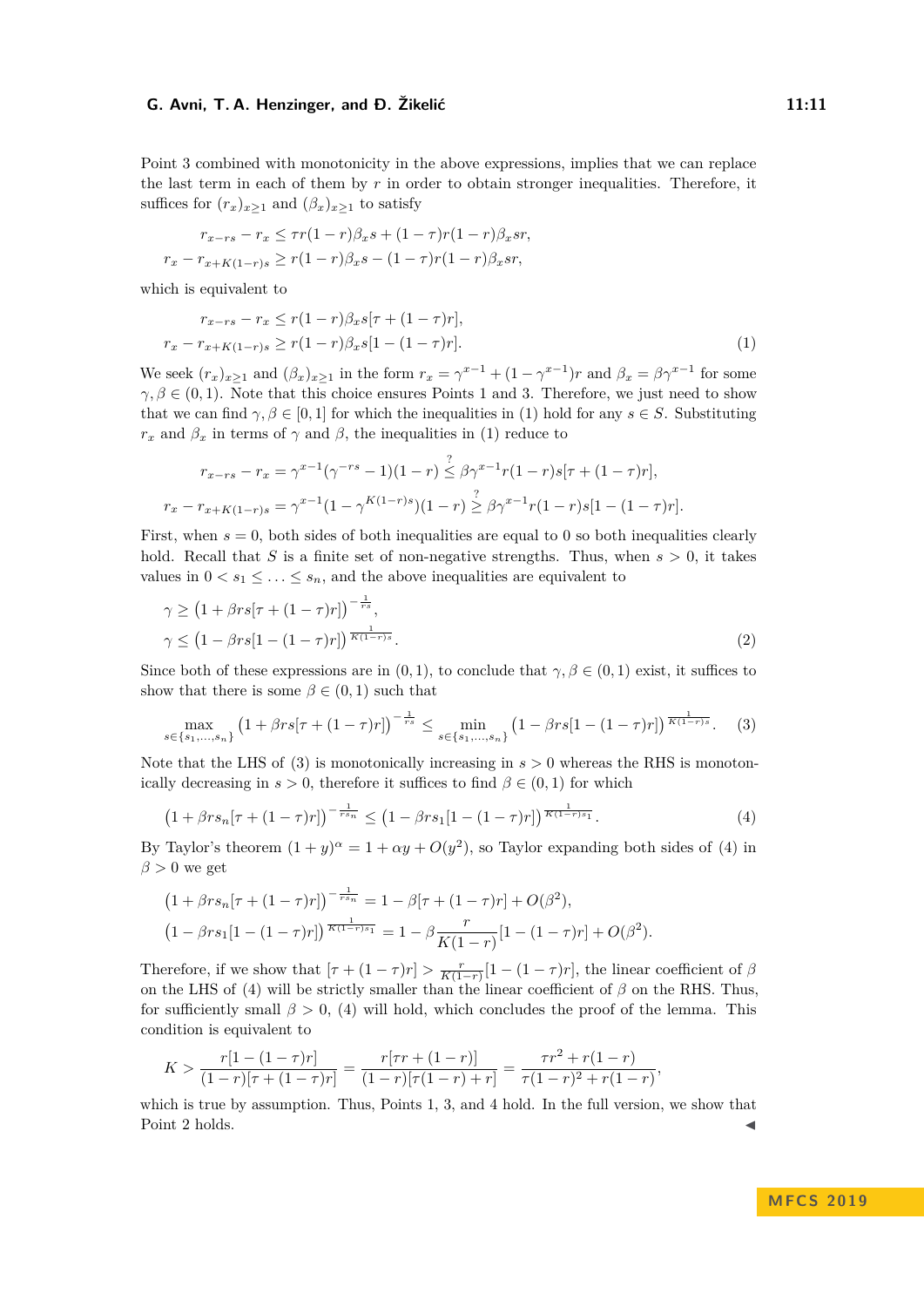Point 3 combined with monotonicity in the above expressions, implies that we can replace the last term in each of them by $r$ in order to obtain stronger inequalities. Therefore, it suffices for $(r_x)_{x\geq 1}$ and $(\beta_x)_{x\geq 1}$ to satisfy

$$
\begin{aligned}
r_{x-rs} - r_x &\leq \tau r(1-r)\beta_x s + (1-\tau)r(1-r)\beta_x sr,\\
r_x - r_{x+K(1-r)s} &\geq r(1-r)\beta_x s - (1-\tau)r(1-r)\beta_x sr,
\end{aligned}
$$

which is equivalent to

$$
\begin{aligned}
r_{x-rs} - r_x &\leq r(1-r)\beta_x s[\tau + (1-\tau)r],\\
r_x - r_{x+K(1-r)s} &\geq r(1-r)\beta_x s[1-(1-\tau)r]. \qquad (1)
\end{aligned}
$$

We seek $(r_x)_{x\geq 1}$ and $(\beta_x)_{x\geq 1}$ in the form $r_x = \gamma^{x-1} + (1-\gamma^{x-1})r$ and $\beta_x = \beta\gamma^{x-1}$ for some $\gamma, \beta \in (0,1)$. Note that this choice ensures Points 1 and 3. Therefore, we just need to show that we can find $\gamma, \beta \in [0,1]$ for which the inequalities in (1) hold for any $s \in S$. Substituting $r_x$ and $\beta_x$ in terms of $\gamma$ and $\beta$, the inequalities in (1) reduce to

$$
\begin{aligned}
r_{x-rs} - r_x &= \gamma^{x-1}(\gamma^{-rs}-1)(1-r) \overset{?}{\leq} \beta\gamma^{x-1}r(1-r)s[\tau+(1-\tau)r],\\
r_x - r_{x+K(1-r)s} &= \gamma^{x-1}(1-\gamma^{K(1-r)s})(1-r) \overset{?}{\geq} \beta\gamma^{x-1}r(1-r)s[1-(1-\tau)r].
\end{aligned}
$$

First, when $s=0$, both sides of both inequalities are equal to 0 so both inequalities clearly hold. Recall that $S$ is a finite set of non-negative strengths. Thus, when $s>0$, it takes values in $0 < s_1 \leq \ldots \leq s_n$, and the above inequalities are equivalent to

$$
\begin{aligned}
\gamma &\geq \big(1+\beta rs[\tau+(1-\tau)r]\big)^{-\frac{1}{rs}},\\
\gamma &\leq \big(1-\beta rs[1-(1-\tau)r]\big)^{\frac{1}{K(1-r)s}}. \qquad (2)
\end{aligned}
$$

Since both of these expressions are in $(0,1)$, to conclude that $\gamma, \beta \in (0,1)$ exist, it suffices to show that there is some $\beta \in (0,1)$ such that

$$
\max_{s\in\{s_1,\ldots,s_n\}} \big(1+\beta rs[\tau+(1-\tau)r]\big)^{-\frac{1}{rs}} \leq \min_{s\in\{s_1,\ldots,s_n\}} \big(1-\beta rs[1-(1-\tau)r]\big)^{\frac{1}{K(1-r)s}}. \qquad (3)
$$

Note that the LHS of (3) is monotonically increasing in $s>0$ whereas the RHS is monotonically decreasing in $s>0$, therefore it suffices to find $\beta \in (0,1)$ for which

$$
\big(1+\beta rs_n[\tau+(1-\tau)r]\big)^{-\frac{1}{rs_n}} \leq \big(1-\beta rs_1[1-(1-\tau)r]\big)^{\frac{1}{K(1-r)s_1}}. \qquad (4)
$$

By Taylor's theorem $(1+y)^\alpha = 1+\alpha y + O(y^2)$, so Taylor expanding both sides of (4) in $\beta > 0$ we get

$$
\begin{aligned}
\big(1+\beta rs_n[\tau+(1-\tau)r]\big)^{-\frac{1}{rs_n}} &= 1-\beta[\tau+(1-\tau)r] + O(\beta^2),\\
\big(1-\beta rs_1[1-(1-\tau)r]\big)^{\frac{1}{K(1-r)s_1}} &= 1-\beta\frac{r}{K(1-r)}[1-(1-\tau)r] + O(\beta^2).
\end{aligned}
$$

Therefore, if we show that $[\tau+(1-\tau)r] > \frac{r}{K(1-r)}[1-(1-\tau)r]$, the linear coefficient of $\beta$ on the LHS of (4) will be strictly smaller than the linear coefficient of $\beta$ on the RHS. Thus, for sufficiently small $\beta > 0$, (4) will hold, which concludes the proof of the lemma. This condition is equivalent to

$$
K > \frac{r[1-(1-\tau)r]}{(1-r)[\tau+(1-\tau)r]} = \frac{r[\tau r + (1-r)]}{(1-r)[\tau(1-r)+r]} = \frac{\tau r^2 + r(1-r)}{\tau(1-r)^2 + r(1-r)},
$$

which is true by assumption. Thus, Points 1, 3, and 4 hold. In the full version, we show that Point 2 holds. ◀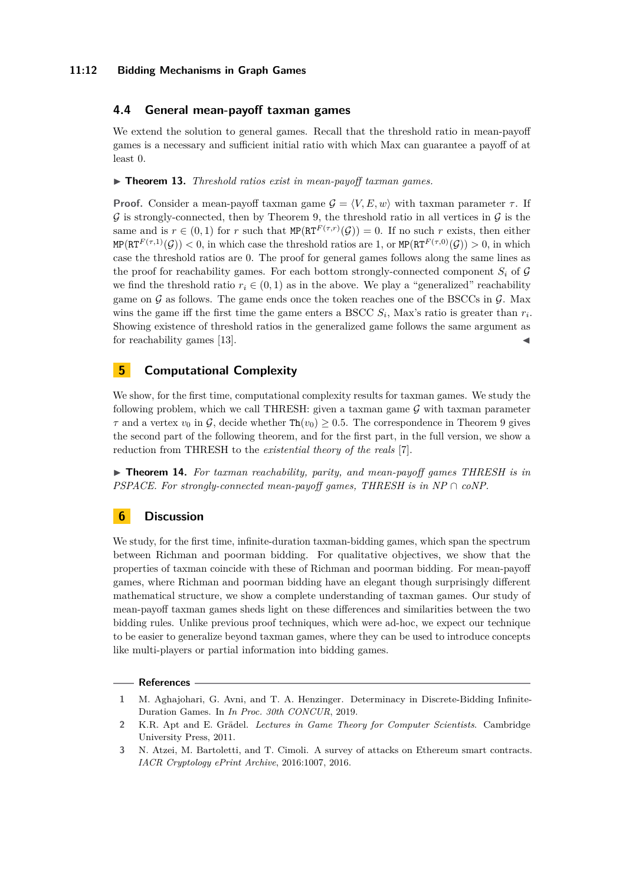### 4.4 General mean-payoff taxman games

We extend the solution to general games. Recall that the threshold ratio in mean-payoff games is a necessary and sufficient initial ratio with which Max can guarantee a payoff of at least 0.

▶ **Theorem 13.** *Threshold ratios exist in mean-payoff taxman games.*

**Proof.** Consider a mean-payoff taxman game $\mathcal{G} = \langle V, E, w \rangle$ with taxman parameter $\tau$. If $\mathcal{G}$ is strongly-connected, then by Theorem 9, the threshold ratio in all vertices in $\mathcal{G}$ is the same and is $r \in (0, 1)$ for $r$ such that $\texttt{MP}(\texttt{RT}^{F(\tau,r)}(\mathcal{G})) = 0$. If no such $r$ exists, then either $\texttt{MP}(\texttt{RT}^{F(\tau,1)}(\mathcal{G})) < 0$, in which case the threshold ratios are 1, or $\texttt{MP}(\texttt{RT}^{F(\tau,0)}(\mathcal{G})) > 0$, in which case the threshold ratios are 0. The proof for general games follows along the same lines as the proof for reachability games. For each bottom strongly-connected component $S_i$ of $\mathcal{G}$ we find the threshold ratio $r_i \in (0, 1)$ as in the above. We play a "generalized" reachability game on $\mathcal{G}$ as follows. The game ends once the token reaches one of the BSCCs in $\mathcal{G}$. Max wins the game iff the first time the game enters a BSCC $S_i$, Max's ratio is greater than $r_i$. Showing existence of threshold ratios in the generalized game follows the same argument as for reachability games [13]. ◀

## 5 Computational Complexity

We show, for the first time, computational complexity results for taxman games. We study the following problem, which we call THRESH: given a taxman game $\mathcal{G}$ with taxman parameter $\tau$ and a vertex $v_0$ in $\mathcal{G}$, decide whether $\texttt{Th}(v_0) \geq 0.5$. The correspondence in Theorem 9 gives the second part of the following theorem, and for the first part, in the full version, we show a reduction from THRESH to the *existential theory of the reals* [7].

▶ **Theorem 14.** *For taxman reachability, parity, and mean-payoff games THRESH is in PSPACE. For strongly-connected mean-payoff games, THRESH is in NP ∩ coNP.*

## 6 Discussion

We study, for the first time, infinite-duration taxman-bidding games, which span the spectrum between Richman and poorman bidding. For qualitative objectives, we show that the properties of taxman coincide with these of Richman and poorman bidding. For mean-payoff games, where Richman and poorman bidding have an elegant though surprisingly different mathematical structure, we show a complete understanding of taxman games. Our study of mean-payoff taxman games sheds light on these differences and similarities between the two bidding rules. Unlike previous proof techniques, which were ad-hoc, we expect our technique to be easier to generalize beyond taxman games, where they can be used to introduce concepts like multi-players or partial information into bidding games.

## References

1. M. Aghajohari, G. Avni, and T. A. Henzinger. Determinacy in Discrete-Bidding Infinite-Duration Games. In *In Proc. 30th CONCUR*, 2019.
2. K.R. Apt and E. Grädel. *Lectures in Game Theory for Computer Scientists*. Cambridge University Press, 2011.
3. N. Atzei, M. Bartoletti, and T. Cimoli. A survey of attacks on Ethereum smart contracts. *IACR Cryptology ePrint Archive*, 2016:1007, 2016.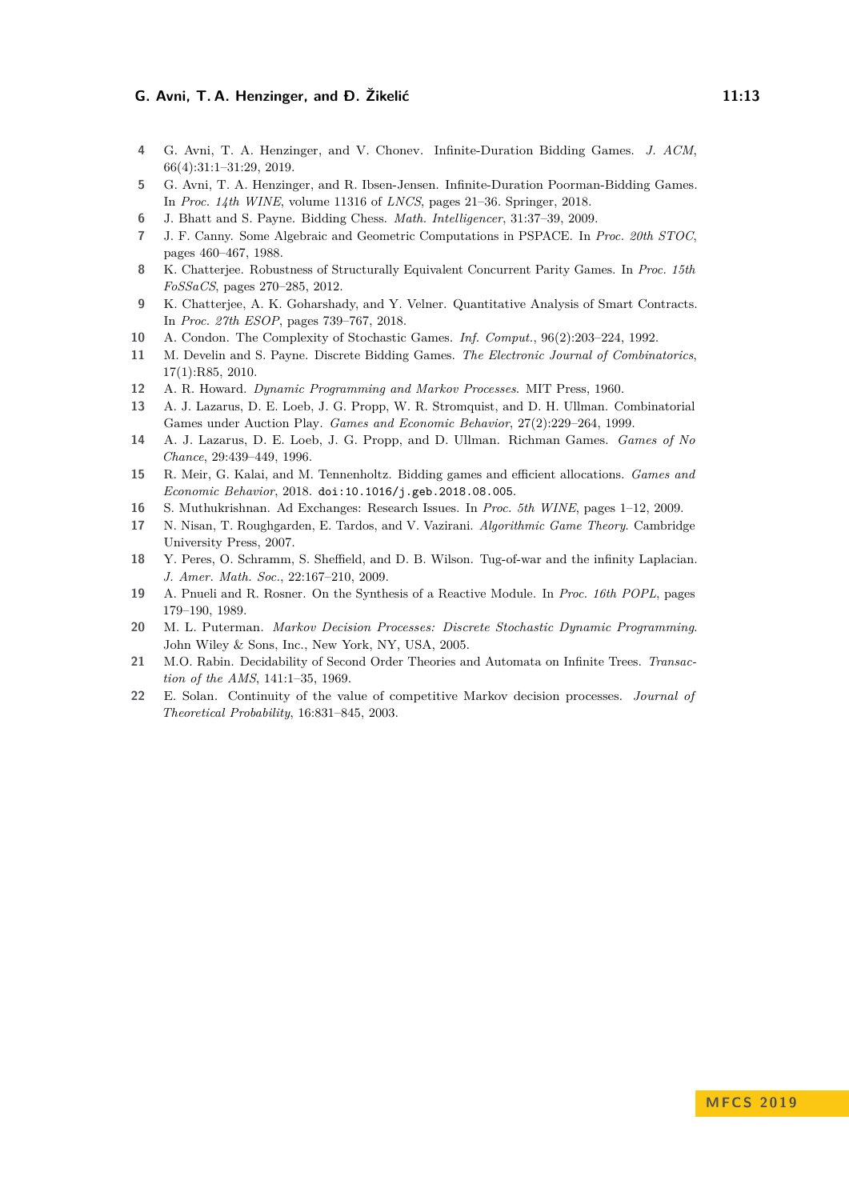4 G. Avni, T. A. Henzinger, and V. Chonev. Infinite-Duration Bidding Games. *J. ACM*, 66(4):31:1–31:29, 2019.

5 G. Avni, T. A. Henzinger, and R. Ibsen-Jensen. Infinite-Duration Poorman-Bidding Games. In *Proc. 14th WINE*, volume 11316 of *LNCS*, pages 21–36. Springer, 2018.

6 J. Bhatt and S. Payne. Bidding Chess. *Math. Intelligencer*, 31:37–39, 2009.

7 J. F. Canny. Some Algebraic and Geometric Computations in PSPACE. In *Proc. 20th STOC*, pages 460–467, 1988.

8 K. Chatterjee. Robustness of Structurally Equivalent Concurrent Parity Games. In *Proc. 15th FoSSaCS*, pages 270–285, 2012.

9 K. Chatterjee, A. K. Goharshady, and Y. Velner. Quantitative Analysis of Smart Contracts. In *Proc. 27th ESOP*, pages 739–767, 2018.

10 A. Condon. The Complexity of Stochastic Games. *Inf. Comput.*, 96(2):203–224, 1992.

11 M. Develin and S. Payne. Discrete Bidding Games. *The Electronic Journal of Combinatorics*, 17(1):R85, 2010.

12 A. R. Howard. *Dynamic Programming and Markov Processes*. MIT Press, 1960.

13 A. J. Lazarus, D. E. Loeb, J. G. Propp, W. R. Stromquist, and D. H. Ullman. Combinatorial Games under Auction Play. *Games and Economic Behavior*, 27(2):229–264, 1999.

14 A. J. Lazarus, D. E. Loeb, J. G. Propp, and D. Ullman. Richman Games. *Games of No Chance*, 29:439–449, 1996.

15 R. Meir, G. Kalai, and M. Tennenholtz. Bidding games and efficient allocations. *Games and Economic Behavior*, 2018. doi:10.1016/j.geb.2018.08.005.

16 S. Muthukrishnan. Ad Exchanges: Research Issues. In *Proc. 5th WINE*, pages 1–12, 2009.

17 N. Nisan, T. Roughgarden, E. Tardos, and V. Vazirani. *Algorithmic Game Theory*. Cambridge University Press, 2007.

18 Y. Peres, O. Schramm, S. Sheffield, and D. B. Wilson. Tug-of-war and the infinity Laplacian. *J. Amer. Math. Soc.*, 22:167–210, 2009.

19 A. Pnueli and R. Rosner. On the Synthesis of a Reactive Module. In *Proc. 16th POPL*, pages 179–190, 1989.

20 M. L. Puterman. *Markov Decision Processes: Discrete Stochastic Dynamic Programming*. John Wiley & Sons, Inc., New York, NY, USA, 2005.

21 M.O. Rabin. Decidability of Second Order Theories and Automata on Infinite Trees. *Transaction of the AMS*, 141:1–35, 1969.

22 E. Solan. Continuity of the value of competitive Markov decision processes. *Journal of Theoretical Probability*, 16:831–845, 2003.